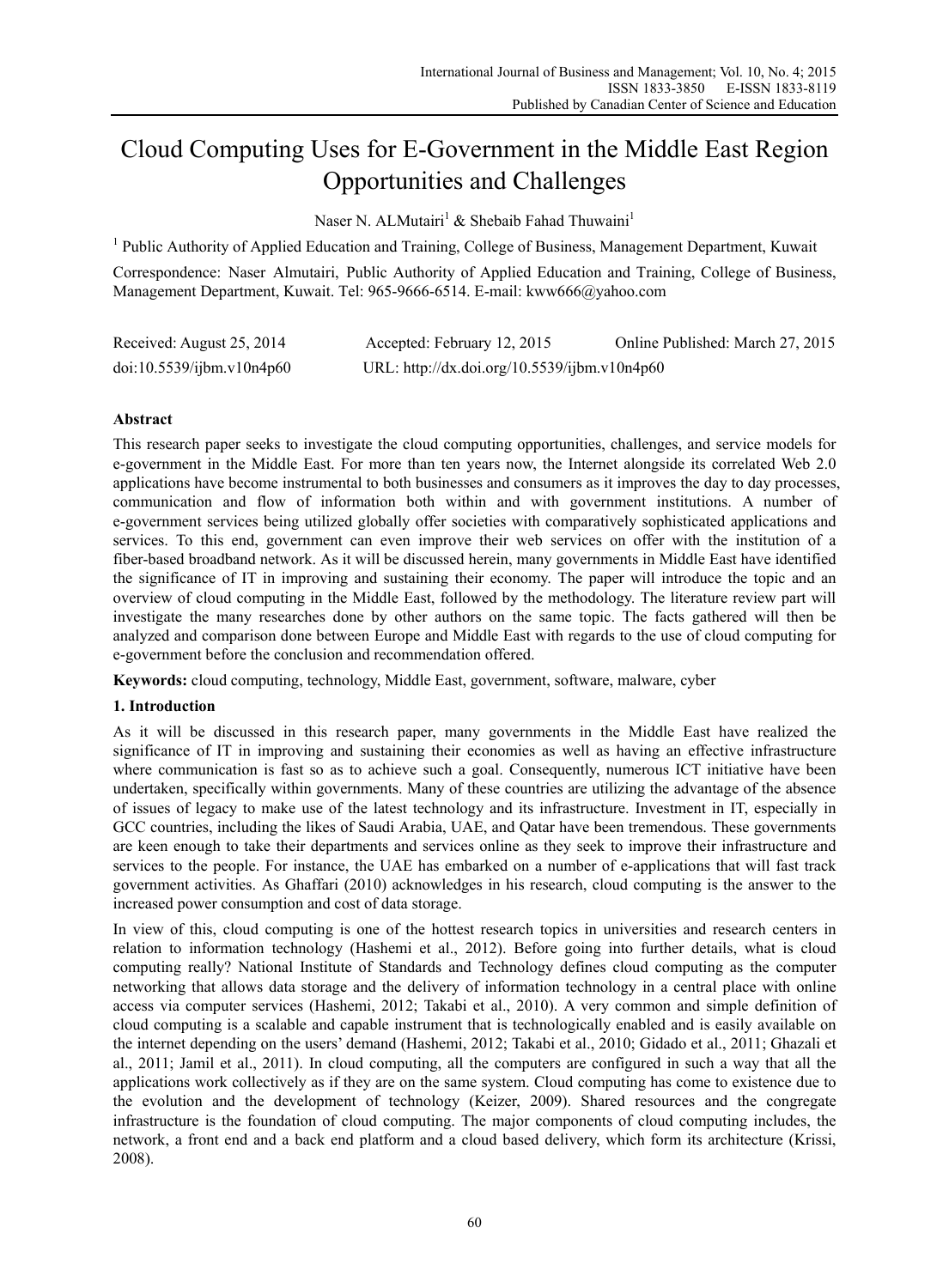# Cloud Computing Uses for E-Government in the Middle East Region Opportunities and Challenges

Naser N. ALMutairi[1] & Shebaib Fahad Thuwaini[1]

[1] Public Authority of Applied Education and Training, College of Business, Management Department, Kuwait

Correspondence: Naser Almutairi, Public Authority of Applied Education and Training, College of Business, Management Department, Kuwait. Tel: 965-9666-6514. E-mail: kww666@yahoo.com

Received: August 25, 2014 Accepted: February 12, 2015 Online Published: March 27, 2015

doi:10.5539/ijbm.v10n4p60 URL: http://dx.doi.org/10.5539/ijbm.v10n4p60

## Abstract

This research paper seeks to investigate the cloud computing opportunities, challenges, and service models for e-government in the Middle East. For more than ten years now, the Internet alongside its correlated Web 2.0 applications have become instrumental to both businesses and consumers as it improves the day to day processes, communication and flow of information both within and with government institutions. A number of e-government services being utilized globally offer societies with comparatively sophisticated applications and services. To this end, government can even improve their web services on offer with the institution of a fiber-based broadband network. As it will be discussed herein, many governments in Middle East have identified the significance of IT in improving and sustaining their economy. The paper will introduce the topic and an overview of cloud computing in the Middle East, followed by the methodology. The literature review part will investigate the many researches done by other authors on the same topic. The facts gathered will then be analyzed and comparison done between Europe and Middle East with regards to the use of cloud computing for e-government before the conclusion and recommendation offered.

**Keywords:** cloud computing, technology, Middle East, government, software, malware, cyber

## 1. Introduction

As it will be discussed in this research paper, many governments in the Middle East have realized the significance of IT in improving and sustaining their economies as well as having an effective infrastructure where communication is fast so as to achieve such a goal. Consequently, numerous ICT initiative have been undertaken, specifically within governments. Many of these countries are utilizing the advantage of the absence of issues of legacy to make use of the latest technology and its infrastructure. Investment in IT, especially in GCC countries, including the likes of Saudi Arabia, UAE, and Qatar have been tremendous. These governments are keen enough to take their departments and services online as they seek to improve their infrastructure and services to the people. For instance, the UAE has embarked on a number of e-applications that will fast track government activities. As Ghaffari (2010) acknowledges in his research, cloud computing is the answer to the increased power consumption and cost of data storage.

In view of this, cloud computing is one of the hottest research topics in universities and research centers in relation to information technology (Hashemi et al., 2012). Before going into further details, what is cloud computing really? National Institute of Standards and Technology defines cloud computing as the computer networking that allows data storage and the delivery of information technology in a central place with online access via computer services (Hashemi, 2012; Takabi et al., 2010). A very common and simple definition of cloud computing is a scalable and capable instrument that is technologically enabled and is easily available on the internet depending on the users' demand (Hashemi, 2012; Takabi et al., 2010; Gidado et al., 2011; Ghazali et al., 2011; Jamil et al., 2011). In cloud computing, all the computers are configured in such a way that all the applications work collectively as if they are on the same system. Cloud computing has come to existence due to the evolution and the development of technology (Keizer, 2009). Shared resources and the congregate infrastructure is the foundation of cloud computing. The major components of cloud computing includes, the network, a front end and a back end platform and a cloud based delivery, which form its architecture (Krissi, 2008).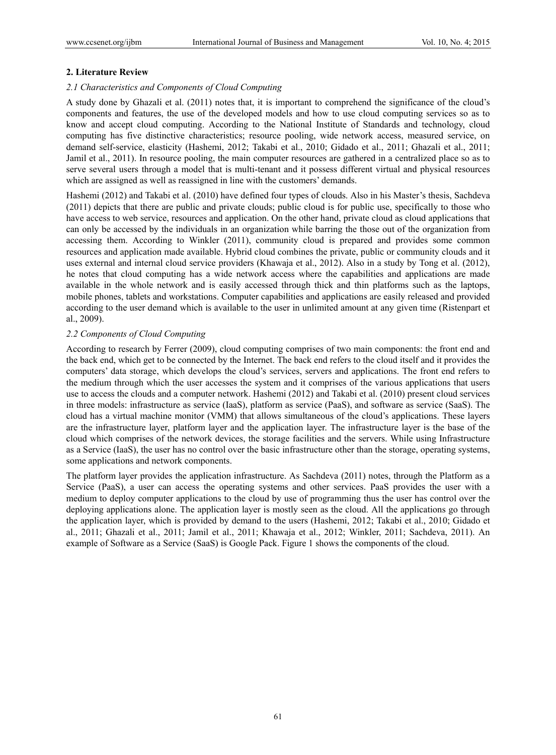## 2. Literature Review

### *2.1 Characteristics and Components of Cloud Computing*

A study done by Ghazali et al. (2011) notes that, it is important to comprehend the significance of the cloud's components and features, the use of the developed models and how to use cloud computing services so as to know and accept cloud computing. According to the National Institute of Standards and technology, cloud computing has five distinctive characteristics; resource pooling, wide network access, measured service, on demand self-service, elasticity (Hashemi, 2012; Takabi et al., 2010; Gidado et al., 2011; Ghazali et al., 2011; Jamil et al., 2011). In resource pooling, the main computer resources are gathered in a centralized place so as to serve several users through a model that is multi-tenant and it possess different virtual and physical resources which are assigned as well as reassigned in line with the customers' demands.

Hashemi (2012) and Takabi et al. (2010) have defined four types of clouds. Also in his Master's thesis, Sachdeva (2011) depicts that there are public and private clouds; public cloud is for public use, specifically to those who have access to web service, resources and application. On the other hand, private cloud as cloud applications that can only be accessed by the individuals in an organization while barring the those out of the organization from accessing them. According to Winkler (2011), community cloud is prepared and provides some common resources and application made available. Hybrid cloud combines the private, public or community clouds and it uses external and internal cloud service providers (Khawaja et al., 2012). Also in a study by Tong et al. (2012), he notes that cloud computing has a wide network access where the capabilities and applications are made available in the whole network and is easily accessed through thick and thin platforms such as the laptops, mobile phones, tablets and workstations. Computer capabilities and applications are easily released and provided according to the user demand which is available to the user in unlimited amount at any given time (Ristenpart et al., 2009).

### *2.2 Components of Cloud Computing*

According to research by Ferrer (2009), cloud computing comprises of two main components: the front end and the back end, which get to be connected by the Internet. The back end refers to the cloud itself and it provides the computers' data storage, which develops the cloud's services, servers and applications. The front end refers to the medium through which the user accesses the system and it comprises of the various applications that users use to access the clouds and a computer network. Hashemi (2012) and Takabi et al. (2010) present cloud services in three models: infrastructure as service (IaaS), platform as service (PaaS), and software as service (SaaS). The cloud has a virtual machine monitor (VMM) that allows simultaneous of the cloud's applications. These layers are the infrastructure layer, platform layer and the application layer. The infrastructure layer is the base of the cloud which comprises of the network devices, the storage facilities and the servers. While using Infrastructure as a Service (IaaS), the user has no control over the basic infrastructure other than the storage, operating systems, some applications and network components.

The platform layer provides the application infrastructure. As Sachdeva (2011) notes, through the Platform as a Service (PaaS), a user can access the operating systems and other services. PaaS provides the user with a medium to deploy computer applications to the cloud by use of programming thus the user has control over the deploying applications alone. The application layer is mostly seen as the cloud. All the applications go through the application layer, which is provided by demand to the users (Hashemi, 2012; Takabi et al., 2010; Gidado et al., 2011; Ghazali et al., 2011; Jamil et al., 2011; Khawaja et al., 2012; Winkler, 2011; Sachdeva, 2011). An example of Software as a Service (SaaS) is Google Pack. Figure 1 shows the components of the cloud.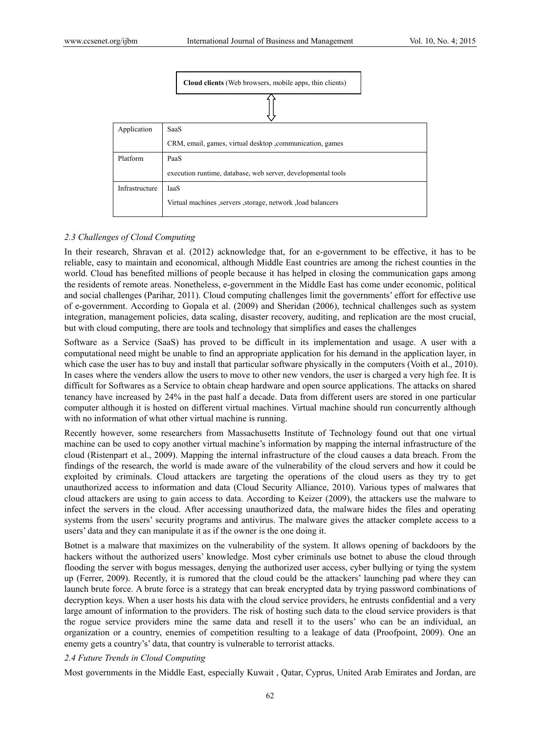**Cloud clients** (Web browsers, mobile apps, thin clients)

⇕

| | |
|---|---|
| Application | SaaS<br>CRM, email, games, virtual desktop ,communication, games |
| Platform | PaaS<br>execution runtime, database, web server, developmental tools |
| Infrastructure | IaaS<br>Virtual machines ,servers ,storage, network ,load balancers |

### *2.3 Challenges of Cloud Computing*

In their research, Shravan et al. (2012) acknowledge that, for an e-government to be effective, it has to be reliable, easy to maintain and economical, although Middle East countries are among the richest counties in the world. Cloud has benefited millions of people because it has helped in closing the communication gaps among the residents of remote areas. Nonetheless, e-government in the Middle East has come under economic, political and social challenges (Parihar, 2011). Cloud computing challenges limit the governments' effort for effective use of e-government. According to Gopala et al. (2009) and Sheridan (2006), technical challenges such as system integration, management policies, data scaling, disaster recovery, auditing, and replication are the most crucial, but with cloud computing, there are tools and technology that simplifies and eases the challenges

Software as a Service (SaaS) has proved to be difficult in its implementation and usage. A user with a computational need might be unable to find an appropriate application for his demand in the application layer, in which case the user has to buy and install that particular software physically in the computers (Voith et al., 2010). In cases where the venders allow the users to move to other new vendors, the user is charged a very high fee. It is difficult for Softwares as a Service to obtain cheap hardware and open source applications. The attacks on shared tenancy have increased by 24% in the past half a decade. Data from different users are stored in one particular computer although it is hosted on different virtual machines. Virtual machine should run concurrently although with no information of what other virtual machine is running.

Recently however, some researchers from Massachusetts Institute of Technology found out that one virtual machine can be used to copy another virtual machine's information by mapping the internal infrastructure of the cloud (Ristenpart et al., 2009). Mapping the internal infrastructure of the cloud causes a data breach. From the findings of the research, the world is made aware of the vulnerability of the cloud servers and how it could be exploited by criminals. Cloud attackers are targeting the operations of the cloud users as they try to get unauthorized access to information and data (Cloud Security Alliance, 2010). Various types of malwares that cloud attackers are using to gain access to data. According to Keizer (2009), the attackers use the malware to infect the servers in the cloud. After accessing unauthorized data, the malware hides the files and operating systems from the users' security programs and antivirus. The malware gives the attacker complete access to a users' data and they can manipulate it as if the owner is the one doing it.

Botnet is a malware that maximizes on the vulnerability of the system. It allows opening of backdoors by the hackers without the authorized users' knowledge. Most cyber criminals use botnet to abuse the cloud through flooding the server with bogus messages, denying the authorized user access, cyber bullying or tying the system up (Ferrer, 2009). Recently, it is rumored that the cloud could be the attackers' launching pad where they can launch brute force. A brute force is a strategy that can break encrypted data by trying password combinations of decryption keys. When a user hosts his data with the cloud service providers, he entrusts confidential and a very large amount of information to the providers. The risk of hosting such data to the cloud service providers is that the rogue service providers mine the same data and resell it to the users' who can be an individual, an organization or a country, enemies of competition resulting to a leakage of data (Proofpoint, 2009). One an enemy gets a country's' data, that country is vulnerable to terrorist attacks.

### *2.4 Future Trends in Cloud Computing*

Most governments in the Middle East, especially Kuwait , Qatar, Cyprus, United Arab Emirates and Jordan, are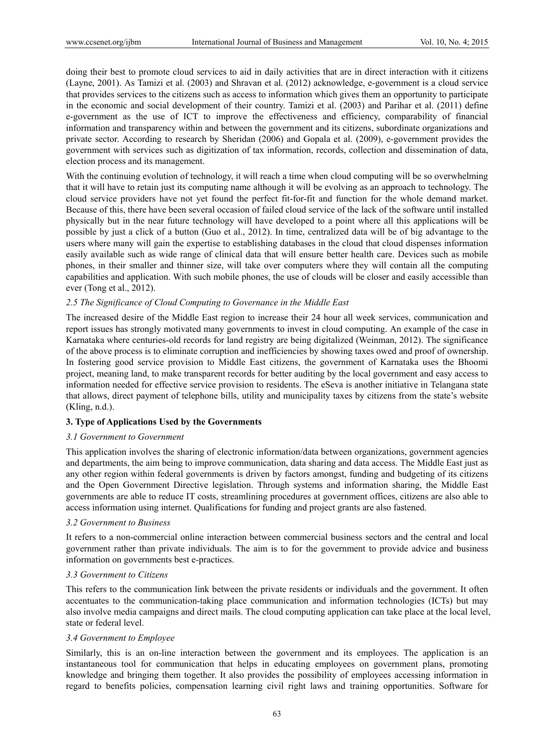doing their best to promote cloud services to aid in daily activities that are in direct interaction with it citizens (Layne, 2001). As Tamizi et al. (2003) and Shravan et al. (2012) acknowledge, e-government is a cloud service that provides services to the citizens such as access to information which gives them an opportunity to participate in the economic and social development of their country. Tamizi et al. (2003) and Parihar et al. (2011) define e-government as the use of ICT to improve the effectiveness and efficiency, comparability of financial information and transparency within and between the government and its citizens, subordinate organizations and private sector. According to research by Sheridan (2006) and Gopala et al. (2009), e-government provides the government with services such as digitization of tax information, records, collection and dissemination of data, election process and its management.

With the continuing evolution of technology, it will reach a time when cloud computing will be so overwhelming that it will have to retain just its computing name although it will be evolving as an approach to technology. The cloud service providers have not yet found the perfect fit-for-fit and function for the whole demand market. Because of this, there have been several occasion of failed cloud service of the lack of the software until installed physically but in the near future technology will have developed to a point where all this applications will be possible by just a click of a button (Guo et al., 2012). In time, centralized data will be of big advantage to the users where many will gain the expertise to establishing databases in the cloud that cloud dispenses information easily available such as wide range of clinical data that will ensure better health care. Devices such as mobile phones, in their smaller and thinner size, will take over computers where they will contain all the computing capabilities and application. With such mobile phones, the use of clouds will be closer and easily accessible than ever (Tong et al., 2012).

### *2.5 The Significance of Cloud Computing to Governance in the Middle East*

The increased desire of the Middle East region to increase their 24 hour all week services, communication and report issues has strongly motivated many governments to invest in cloud computing. An example of the case in Karnataka where centuries-old records for land registry are being digitalized (Weinman, 2012). The significance of the above process is to eliminate corruption and inefficiencies by showing taxes owed and proof of ownership. In fostering good service provision to Middle East citizens, the government of Karnataka uses the Bhoomi project, meaning land, to make transparent records for better auditing by the local government and easy access to information needed for effective service provision to residents. The eSeva is another initiative in Telangana state that allows, direct payment of telephone bills, utility and municipality taxes by citizens from the state's website (Kling, n.d.).

## **3. Type of Applications Used by the Governments**

### *3.1 Government to Government*

This application involves the sharing of electronic information/data between organizations, government agencies and departments, the aim being to improve communication, data sharing and data access. The Middle East just as any other region within federal governments is driven by factors amongst, funding and budgeting of its citizens and the Open Government Directive legislation. Through systems and information sharing, the Middle East governments are able to reduce IT costs, streamlining procedures at government offices, citizens are also able to access information using internet. Qualifications for funding and project grants are also fastened.

### *3.2 Government to Business*

It refers to a non-commercial online interaction between commercial business sectors and the central and local government rather than private individuals. The aim is to for the government to provide advice and business information on governments best e-practices.

### *3.3 Government to Citizens*

This refers to the communication link between the private residents or individuals and the government. It often accentuates to the communication-taking place communication and information technologies (ICTs) but may also involve media campaigns and direct mails. The cloud computing application can take place at the local level, state or federal level.

### *3.4 Government to Employee*

Similarly, this is an on-line interaction between the government and its employees. The application is an instantaneous tool for communication that helps in educating employees on government plans, promoting knowledge and bringing them together. It also provides the possibility of employees accessing information in regard to benefits policies, compensation learning civil right laws and training opportunities. Software for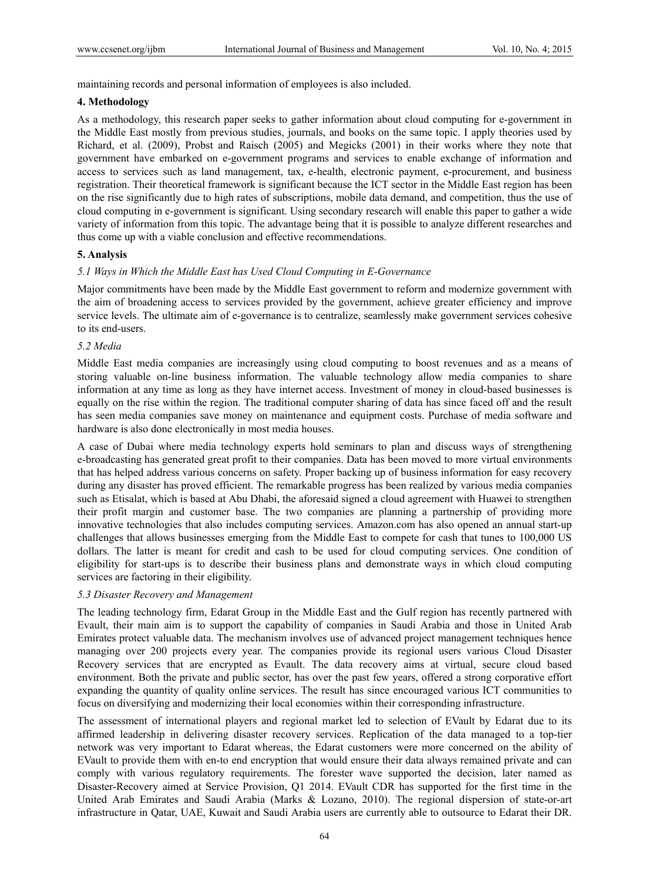maintaining records and personal information of employees is also included.

## 4. Methodology

As a methodology, this research paper seeks to gather information about cloud computing for e-government in the Middle East mostly from previous studies, journals, and books on the same topic. I apply theories used by Richard, et al. (2009), Probst and Raisch (2005) and Megicks (2001) in their works where they note that government have embarked on e-government programs and services to enable exchange of information and access to services such as land management, tax, e-health, electronic payment, e-procurement, and business registration. Their theoretical framework is significant because the ICT sector in the Middle East region has been on the rise significantly due to high rates of subscriptions, mobile data demand, and competition, thus the use of cloud computing in e-government is significant. Using secondary research will enable this paper to gather a wide variety of information from this topic. The advantage being that it is possible to analyze different researches and thus come up with a viable conclusion and effective recommendations.

## 5. Analysis

### *5.1 Ways in Which the Middle East has Used Cloud Computing in E-Governance*

Major commitments have been made by the Middle East government to reform and modernize government with the aim of broadening access to services provided by the government, achieve greater efficiency and improve service levels. The ultimate aim of e-governance is to centralize, seamlessly make government services cohesive to its end-users.

### *5.2 Media*

Middle East media companies are increasingly using cloud computing to boost revenues and as a means of storing valuable on-line business information. The valuable technology allow media companies to share information at any time as long as they have internet access. Investment of money in cloud-based businesses is equally on the rise within the region. The traditional computer sharing of data has since faced off and the result has seen media companies save money on maintenance and equipment costs. Purchase of media software and hardware is also done electronically in most media houses.

A case of Dubai where media technology experts hold seminars to plan and discuss ways of strengthening e-broadcasting has generated great profit to their companies. Data has been moved to more virtual environments that has helped address various concerns on safety. Proper backing up of business information for easy recovery during any disaster has proved efficient. The remarkable progress has been realized by various media companies such as Etisalat, which is based at Abu Dhabi, the aforesaid signed a cloud agreement with Huawei to strengthen their profit margin and customer base. The two companies are planning a partnership of providing more innovative technologies that also includes computing services. Amazon.com has also opened an annual start-up challenges that allows businesses emerging from the Middle East to compete for cash that tunes to 100,000 US dollars. The latter is meant for credit and cash to be used for cloud computing services. One condition of eligibility for start-ups is to describe their business plans and demonstrate ways in which cloud computing services are factoring in their eligibility.

### *5.3 Disaster Recovery and Management*

The leading technology firm, Edarat Group in the Middle East and the Gulf region has recently partnered with Evault, their main aim is to support the capability of companies in Saudi Arabia and those in United Arab Emirates protect valuable data. The mechanism involves use of advanced project management techniques hence managing over 200 projects every year. The companies provide its regional users various Cloud Disaster Recovery services that are encrypted as Evault. The data recovery aims at virtual, secure cloud based environment. Both the private and public sector, has over the past few years, offered a strong corporative effort expanding the quantity of quality online services. The result has since encouraged various ICT communities to focus on diversifying and modernizing their local economies within their corresponding infrastructure.

The assessment of international players and regional market led to selection of EVault by Edarat due to its affirmed leadership in delivering disaster recovery services. Replication of the data managed to a top-tier network was very important to Edarat whereas, the Edarat customers were more concerned on the ability of EVault to provide them with en-to end encryption that would ensure their data always remained private and can comply with various regulatory requirements. The forester wave supported the decision, later named as Disaster-Recovery aimed at Service Provision, Q1 2014. EVault CDR has supported for the first time in the United Arab Emirates and Saudi Arabia (Marks & Lozano, 2010). The regional dispersion of state-or-art infrastructure in Qatar, UAE, Kuwait and Saudi Arabia users are currently able to outsource to Edarat their DR.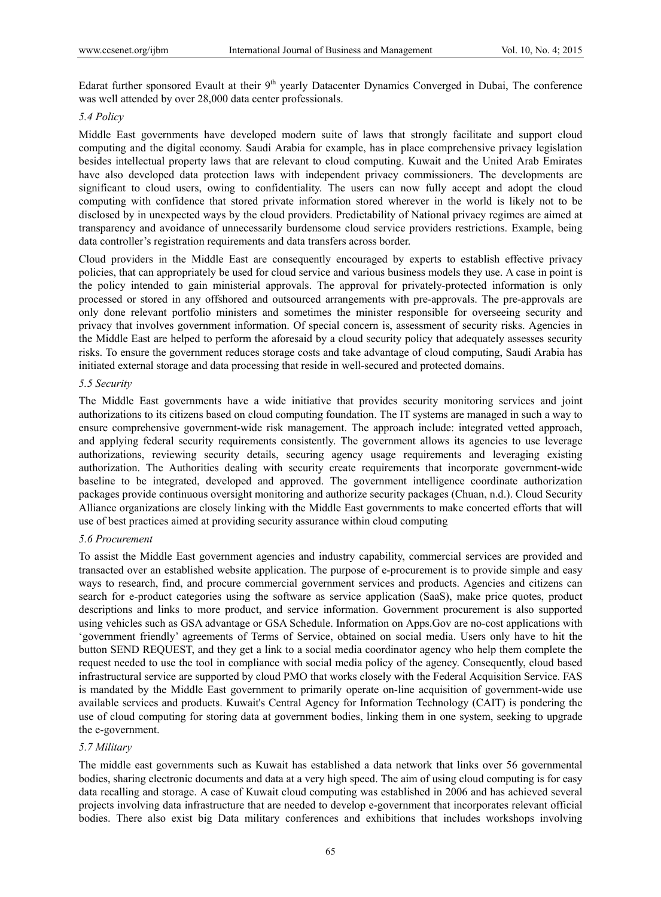Edarat further sponsored Evault at their 9th yearly Datacenter Dynamics Converged in Dubai, The conference was well attended by over 28,000 data center professionals.

### *5.4 Policy*

Middle East governments have developed modern suite of laws that strongly facilitate and support cloud computing and the digital economy. Saudi Arabia for example, has in place comprehensive privacy legislation besides intellectual property laws that are relevant to cloud computing. Kuwait and the United Arab Emirates have also developed data protection laws with independent privacy commissioners. The developments are significant to cloud users, owing to confidentiality. The users can now fully accept and adopt the cloud computing with confidence that stored private information stored wherever in the world is likely not to be disclosed by in unexpected ways by the cloud providers. Predictability of National privacy regimes are aimed at transparency and avoidance of unnecessarily burdensome cloud service providers restrictions. Example, being data controller's registration requirements and data transfers across border.

Cloud providers in the Middle East are consequently encouraged by experts to establish effective privacy policies, that can appropriately be used for cloud service and various business models they use. A case in point is the policy intended to gain ministerial approvals. The approval for privately-protected information is only processed or stored in any offshored and outsourced arrangements with pre-approvals. The pre-approvals are only done relevant portfolio ministers and sometimes the minister responsible for overseeing security and privacy that involves government information. Of special concern is, assessment of security risks. Agencies in the Middle East are helped to perform the aforesaid by a cloud security policy that adequately assesses security risks. To ensure the government reduces storage costs and take advantage of cloud computing, Saudi Arabia has initiated external storage and data processing that reside in well-secured and protected domains.

### *5.5 Security*

The Middle East governments have a wide initiative that provides security monitoring services and joint authorizations to its citizens based on cloud computing foundation. The IT systems are managed in such a way to ensure comprehensive government-wide risk management. The approach include: integrated vetted approach, and applying federal security requirements consistently. The government allows its agencies to use leverage authorizations, reviewing security details, securing agency usage requirements and leveraging existing authorization. The Authorities dealing with security create requirements that incorporate government-wide baseline to be integrated, developed and approved. The government intelligence coordinate authorization packages provide continuous oversight monitoring and authorize security packages (Chuan, n.d.). Cloud Security Alliance organizations are closely linking with the Middle East governments to make concerted efforts that will use of best practices aimed at providing security assurance within cloud computing

### *5.6 Procurement*

To assist the Middle East government agencies and industry capability, commercial services are provided and transacted over an established website application. The purpose of e-procurement is to provide simple and easy ways to research, find, and procure commercial government services and products. Agencies and citizens can search for e-product categories using the software as service application (SaaS), make price quotes, product descriptions and links to more product, and service information. Government procurement is also supported using vehicles such as GSA advantage or GSA Schedule. Information on Apps.Gov are no-cost applications with 'government friendly' agreements of Terms of Service, obtained on social media. Users only have to hit the button SEND REQUEST, and they get a link to a social media coordinator agency who help them complete the request needed to use the tool in compliance with social media policy of the agency. Consequently, cloud based infrastructural service are supported by cloud PMO that works closely with the Federal Acquisition Service. FAS is mandated by the Middle East government to primarily operate on-line acquisition of government-wide use available services and products. Kuwait's Central Agency for Information Technology (CAIT) is pondering the use of cloud computing for storing data at government bodies, linking them in one system, seeking to upgrade the e-government.

### *5.7 Military*

The middle east governments such as Kuwait has established a data network that links over 56 governmental bodies, sharing electronic documents and data at a very high speed. The aim of using cloud computing is for easy data recalling and storage. A case of Kuwait cloud computing was established in 2006 and has achieved several projects involving data infrastructure that are needed to develop e-government that incorporates relevant official bodies. There also exist big Data military conferences and exhibitions that includes workshops involving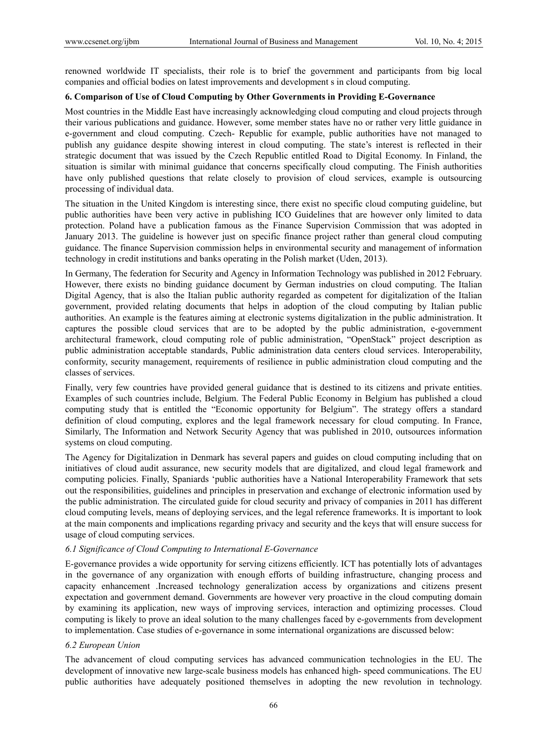renowned worldwide IT specialists, their role is to brief the government and participants from big local companies and official bodies on latest improvements and development s in cloud computing.

**6. Comparison of Use of Cloud Computing by Other Governments in Providing E-Governance**

Most countries in the Middle East have increasingly acknowledging cloud computing and cloud projects through their various publications and guidance. However, some member states have no or rather very little guidance in e-government and cloud computing. Czech- Republic for example, public authorities have not managed to publish any guidance despite showing interest in cloud computing. The state's interest is reflected in their strategic document that was issued by the Czech Republic entitled Road to Digital Economy. In Finland, the situation is similar with minimal guidance that concerns specifically cloud computing. The Finish authorities have only published questions that relate closely to provision of cloud services, example is outsourcing processing of individual data.

The situation in the United Kingdom is interesting since, there exist no specific cloud computing guideline, but public authorities have been very active in publishing ICO Guidelines that are however only limited to data protection. Poland have a publication famous as the Finance Supervision Commission that was adopted in January 2013. The guideline is however just on specific finance project rather than general cloud computing guidance. The finance Supervision commission helps in environmental security and management of information technology in credit institutions and banks operating in the Polish market (Uden, 2013).

In Germany, The federation for Security and Agency in Information Technology was published in 2012 February. However, there exists no binding guidance document by German industries on cloud computing. The Italian Digital Agency, that is also the Italian public authority regarded as competent for digitalization of the Italian government, provided relating documents that helps in adoption of the cloud computing by Italian public authorities. An example is the features aiming at electronic systems digitalization in the public administration. It captures the possible cloud services that are to be adopted by the public administration, e-government architectural framework, cloud computing role of public administration, "OpenStack" project description as public administration acceptable standards, Public administration data centers cloud services. Interoperability, conformity, security management, requirements of resilience in public administration cloud computing and the classes of services.

Finally, very few countries have provided general guidance that is destined to its citizens and private entities. Examples of such countries include, Belgium. The Federal Public Economy in Belgium has published a cloud computing study that is entitled the "Economic opportunity for Belgium". The strategy offers a standard definition of cloud computing, explores and the legal framework necessary for cloud computing. In France, Similarly, The Information and Network Security Agency that was published in 2010, outsources information systems on cloud computing.

The Agency for Digitalization in Denmark has several papers and guides on cloud computing including that on initiatives of cloud audit assurance, new security models that are digitalized, and cloud legal framework and computing policies. Finally, Spaniards 'public authorities have a National Interoperability Framework that sets out the responsibilities, guidelines and principles in preservation and exchange of electronic information used by the public administration. The circulated guide for cloud security and privacy of companies in 2011 has different cloud computing levels, means of deploying services, and the legal reference frameworks. It is important to look at the main components and implications regarding privacy and security and the keys that will ensure success for usage of cloud computing services.

*6.1 Significance of Cloud Computing to International E-Governance*

E-governance provides a wide opportunity for serving citizens efficiently. ICT has potentially lots of advantages in the governance of any organization with enough efforts of building infrastructure, changing process and capacity enhancement .Increased technology generalization access by organizations and citizens present expectation and government demand. Governments are however very proactive in the cloud computing domain by examining its application, new ways of improving services, interaction and optimizing processes. Cloud computing is likely to prove an ideal solution to the many challenges faced by e-governments from development to implementation. Case studies of e-governance in some international organizations are discussed below:

*6.2 European Union*

The advancement of cloud computing services has advanced communication technologies in the EU. The development of innovative new large-scale business models has enhanced high- speed communications. The EU public authorities have adequately positioned themselves in adopting the new revolution in technology.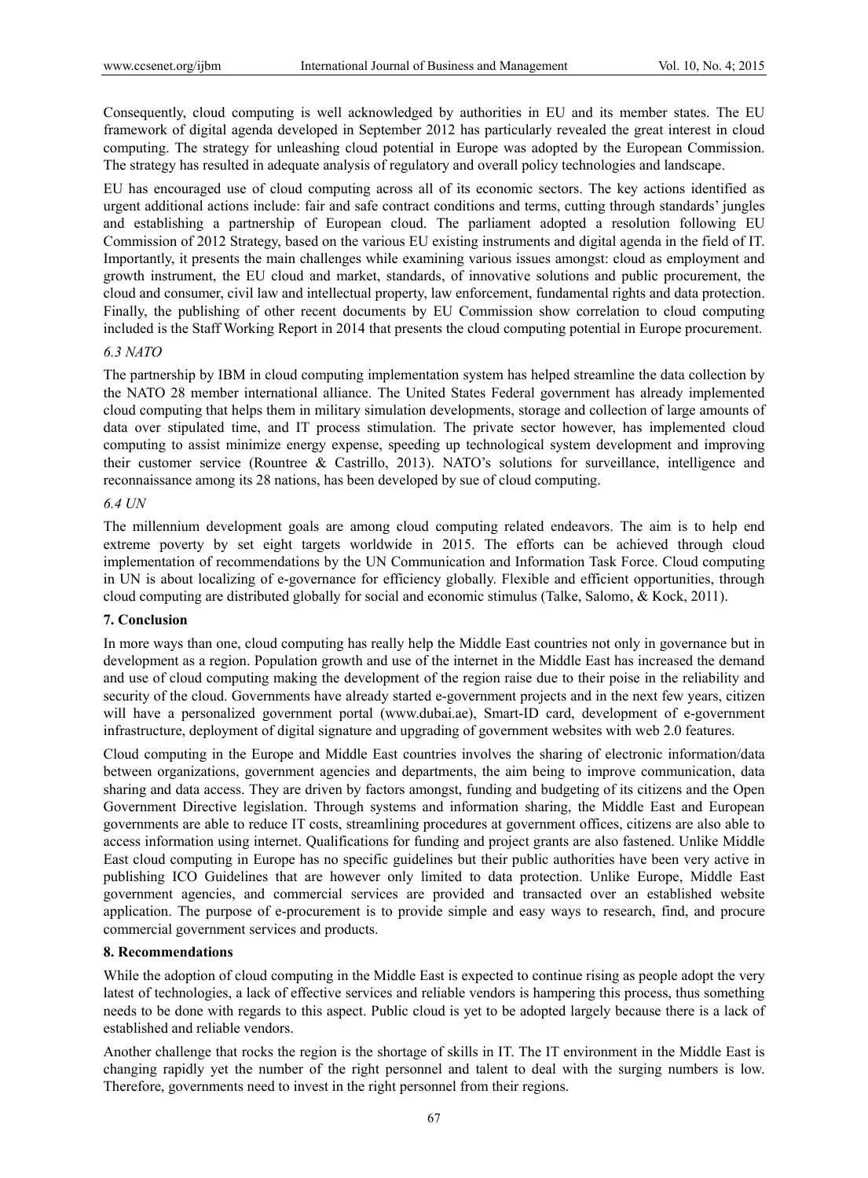Consequently, cloud computing is well acknowledged by authorities in EU and its member states. The EU framework of digital agenda developed in September 2012 has particularly revealed the great interest in cloud computing. The strategy for unleashing cloud potential in Europe was adopted by the European Commission. The strategy has resulted in adequate analysis of regulatory and overall policy technologies and landscape.

EU has encouraged use of cloud computing across all of its economic sectors. The key actions identified as urgent additional actions include: fair and safe contract conditions and terms, cutting through standards' jungles and establishing a partnership of European cloud. The parliament adopted a resolution following EU Commission of 2012 Strategy, based on the various EU existing instruments and digital agenda in the field of IT. Importantly, it presents the main challenges while examining various issues amongst: cloud as employment and growth instrument, the EU cloud and market, standards, of innovative solutions and public procurement, the cloud and consumer, civil law and intellectual property, law enforcement, fundamental rights and data protection. Finally, the publishing of other recent documents by EU Commission show correlation to cloud computing included is the Staff Working Report in 2014 that presents the cloud computing potential in Europe procurement.

### *6.3 NATO*

The partnership by IBM in cloud computing implementation system has helped streamline the data collection by the NATO 28 member international alliance. The United States Federal government has already implemented cloud computing that helps them in military simulation developments, storage and collection of large amounts of data over stipulated time, and IT process stimulation. The private sector however, has implemented cloud computing to assist minimize energy expense, speeding up technological system development and improving their customer service (Rountree & Castrillo, 2013). NATO's solutions for surveillance, intelligence and reconnaissance among its 28 nations, has been developed by sue of cloud computing.

### *6.4 UN*

The millennium development goals are among cloud computing related endeavors. The aim is to help end extreme poverty by set eight targets worldwide in 2015. The efforts can be achieved through cloud implementation of recommendations by the UN Communication and Information Task Force. Cloud computing in UN is about localizing of e-governance for efficiency globally. Flexible and efficient opportunities, through cloud computing are distributed globally for social and economic stimulus (Talke, Salomo, & Kock, 2011).

## **7. Conclusion**

In more ways than one, cloud computing has really help the Middle East countries not only in governance but in development as a region. Population growth and use of the internet in the Middle East has increased the demand and use of cloud computing making the development of the region raise due to their poise in the reliability and security of the cloud. Governments have already started e-government projects and in the next few years, citizen will have a personalized government portal (www.dubai.ae), Smart-ID card, development of e-government infrastructure, deployment of digital signature and upgrading of government websites with web 2.0 features.

Cloud computing in the Europe and Middle East countries involves the sharing of electronic information/data between organizations, government agencies and departments, the aim being to improve communication, data sharing and data access. They are driven by factors amongst, funding and budgeting of its citizens and the Open Government Directive legislation. Through systems and information sharing, the Middle East and European governments are able to reduce IT costs, streamlining procedures at government offices, citizens are also able to access information using internet. Qualifications for funding and project grants are also fastened. Unlike Middle East cloud computing in Europe has no specific guidelines but their public authorities have been very active in publishing ICO Guidelines that are however only limited to data protection. Unlike Europe, Middle East government agencies, and commercial services are provided and transacted over an established website application. The purpose of e-procurement is to provide simple and easy ways to research, find, and procure commercial government services and products.

## **8. Recommendations**

While the adoption of cloud computing in the Middle East is expected to continue rising as people adopt the very latest of technologies, a lack of effective services and reliable vendors is hampering this process, thus something needs to be done with regards to this aspect. Public cloud is yet to be adopted largely because there is a lack of established and reliable vendors.

Another challenge that rocks the region is the shortage of skills in IT. The IT environment in the Middle East is changing rapidly yet the number of the right personnel and talent to deal with the surging numbers is low. Therefore, governments need to invest in the right personnel from their regions.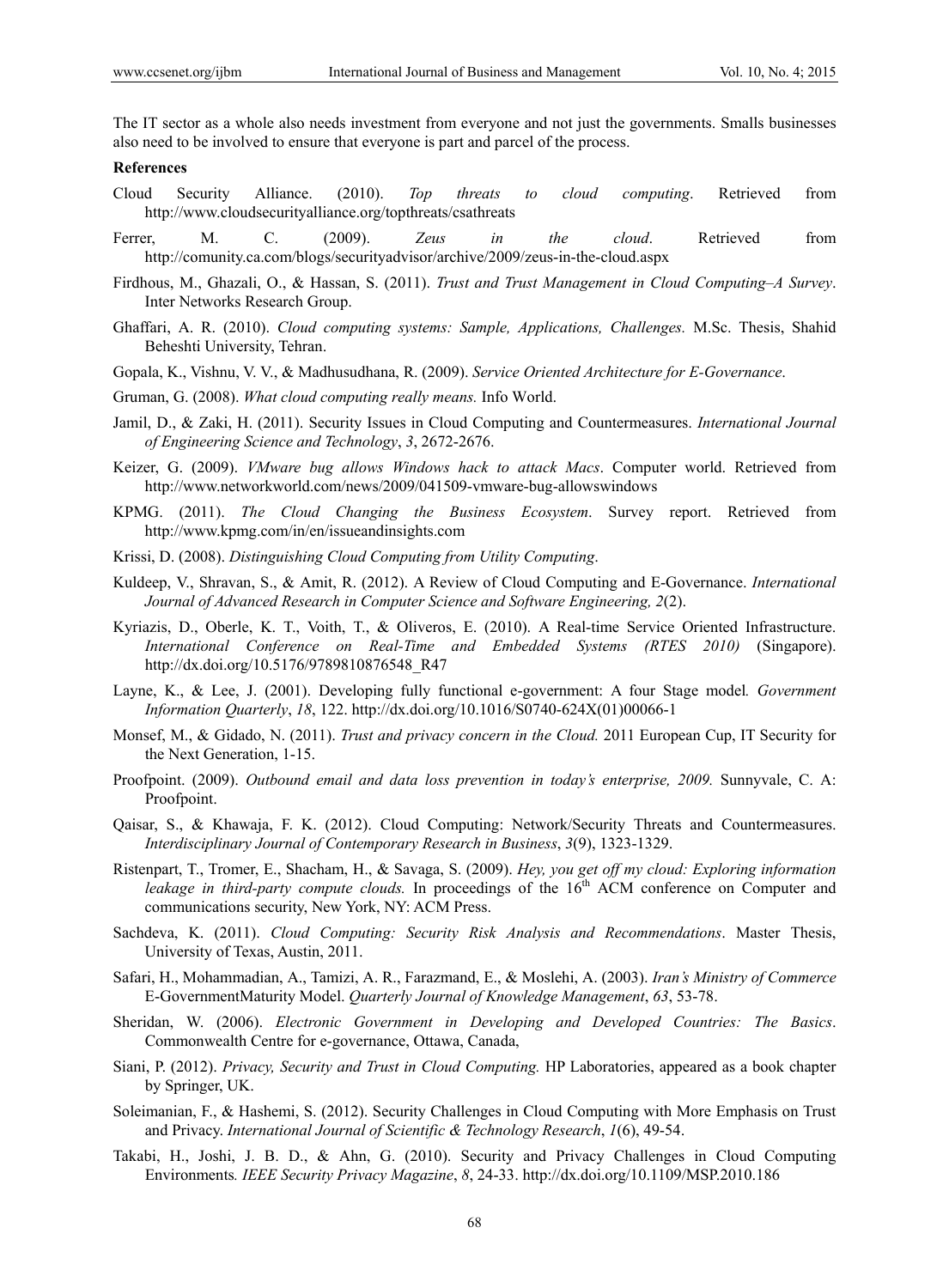The IT sector as a whole also needs investment from everyone and not just the governments. Smalls businesses also need to be involved to ensure that everyone is part and parcel of the process.

**References**

Cloud Security Alliance. (2010). *Top threats to cloud computing*. Retrieved from http://www.cloudsecurityalliance.org/topthreats/csathreats

Ferrer, M. C. (2009). *Zeus in the cloud*. Retrieved from http://comunity.ca.com/blogs/securityadvisor/archive/2009/zeus-in-the-cloud.aspx

Firdhous, M., Ghazali, O., & Hassan, S. (2011). *Trust and Trust Management in Cloud Computing–A Survey*. Inter Networks Research Group.

Ghaffari, A. R. (2010). *Cloud computing systems: Sample, Applications, Challenges.* M.Sc. Thesis, Shahid Beheshti University, Tehran.

Gopala, K., Vishnu, V. V., & Madhusudhana, R. (2009). *Service Oriented Architecture for E-Governance*.

Gruman, G. (2008). *What cloud computing really means.* Info World.

Jamil, D., & Zaki, H. (2011). Security Issues in Cloud Computing and Countermeasures. *International Journal of Engineering Science and Technology*, *3*, 2672-2676.

Keizer, G. (2009). *VMware bug allows Windows hack to attack Macs*. Computer world. Retrieved from http://www.networkworld.com/news/2009/041509-vmware-bug-allowswindows

KPMG. (2011). *The Cloud Changing the Business Ecosystem*. Survey report. Retrieved from http://www.kpmg.com/in/en/issueandinsights.com

Krissi, D. (2008). *Distinguishing Cloud Computing from Utility Computing*.

Kuldeep, V., Shravan, S., & Amit, R. (2012). A Review of Cloud Computing and E-Governance. *International Journal of Advanced Research in Computer Science and Software Engineering, 2*(2).

Kyriazis, D., Oberle, K. T., Voith, T., & Oliveros, E. (2010). A Real-time Service Oriented Infrastructure. *International Conference on Real-Time and Embedded Systems (RTES 2010)* (Singapore). http://dx.doi.org/10.5176/9789810876548_R47

Layne, K., & Lee, J. (2001). Developing fully functional e-government: A four Stage model*. Government Information Quarterly*, *18*, 122. http://dx.doi.org/10.1016/S0740-624X(01)00066-1

Monsef, M., & Gidado, N. (2011). *Trust and privacy concern in the Cloud.* 2011 European Cup, IT Security for the Next Generation, 1-15.

Proofpoint. (2009). *Outbound email and data loss prevention in today's enterprise, 2009.* Sunnyvale, C. A: Proofpoint.

Qaisar, S., & Khawaja, F. K. (2012). Cloud Computing: Network/Security Threats and Countermeasures. *Interdisciplinary Journal of Contemporary Research in Business*, *3*(9), 1323-1329.

Ristenpart, T., Tromer, E., Shacham, H., & Savaga, S. (2009). *Hey, you get off my cloud: Exploring information leakage in third-party compute clouds.* In proceedings of the 16th ACM conference on Computer and communications security, New York, NY: ACM Press.

Sachdeva, K. (2011). *Cloud Computing: Security Risk Analysis and Recommendations*. Master Thesis, University of Texas, Austin, 2011.

Safari, H., Mohammadian, A., Tamizi, A. R., Farazmand, E., & Moslehi, A. (2003). *Iran's Ministry of Commerce* E-GovernmentMaturity Model. *Quarterly Journal of Knowledge Management*, *63*, 53-78.

Sheridan, W. (2006). *Electronic Government in Developing and Developed Countries: The Basics*. Commonwealth Centre for e-governance, Ottawa, Canada,

Siani, P. (2012). *Privacy, Security and Trust in Cloud Computing.* HP Laboratories, appeared as a book chapter by Springer, UK.

Soleimanian, F., & Hashemi, S. (2012). Security Challenges in Cloud Computing with More Emphasis on Trust and Privacy. *International Journal of Scientific & Technology Research*, *1*(6), 49-54.

Takabi, H., Joshi, J. B. D., & Ahn, G. (2010). Security and Privacy Challenges in Cloud Computing Environments*. IEEE Security Privacy Magazine*, *8*, 24-33. http://dx.doi.org/10.1109/MSP.2010.186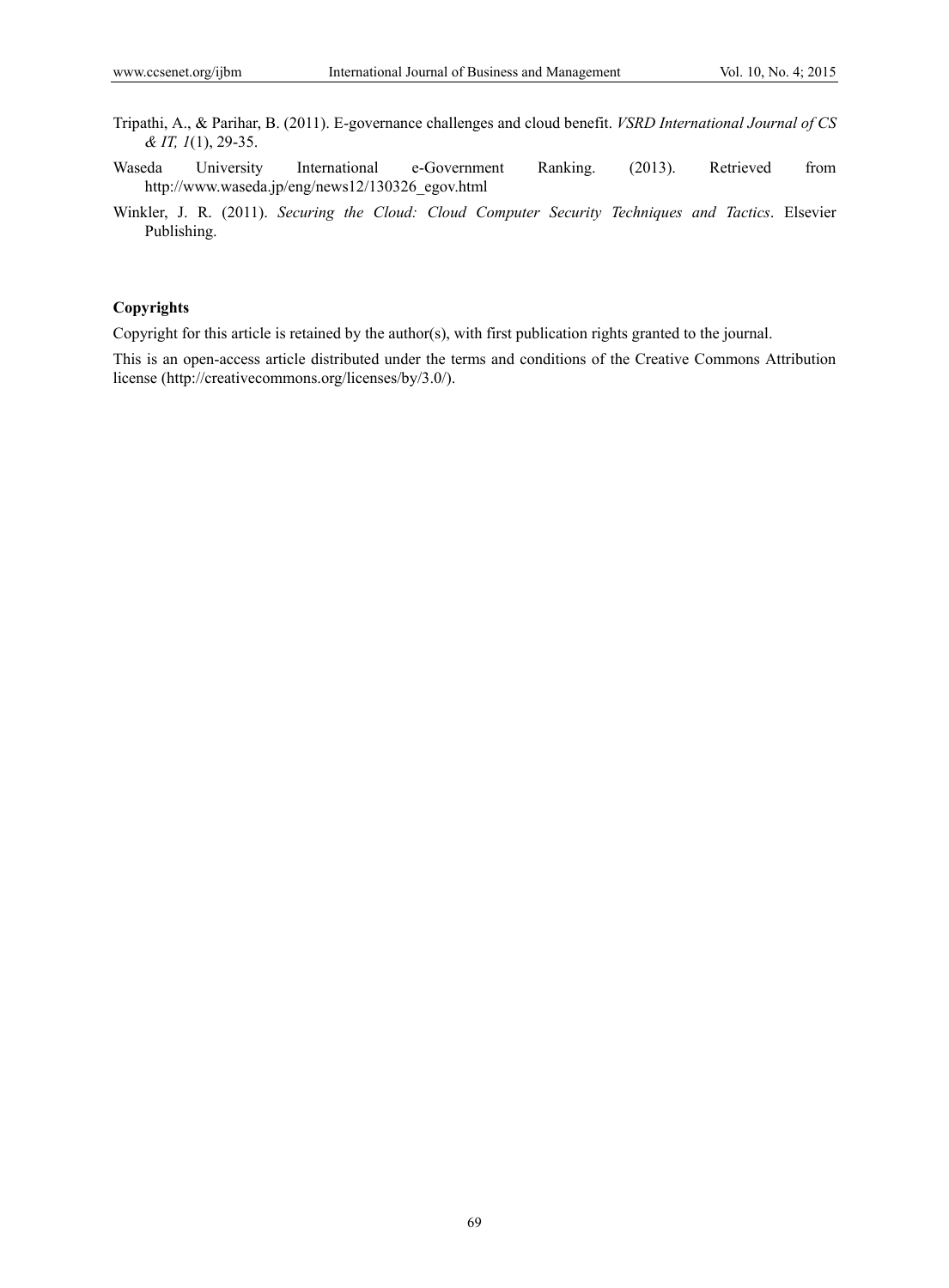Tripathi, A., & Parihar, B. (2011). E-governance challenges and cloud benefit. *VSRD International Journal of CS & IT, 1*(1), 29-35.

Waseda University International e-Government Ranking. (2013). Retrieved from http://www.waseda.jp/eng/news12/130326_egov.html

Winkler, J. R. (2011). *Securing the Cloud: Cloud Computer Security Techniques and Tactics*. Elsevier Publishing.

**Copyrights**

Copyright for this article is retained by the author(s), with first publication rights granted to the journal.

This is an open-access article distributed under the terms and conditions of the Creative Commons Attribution license (http://creativecommons.org/licenses/by/3.0/).